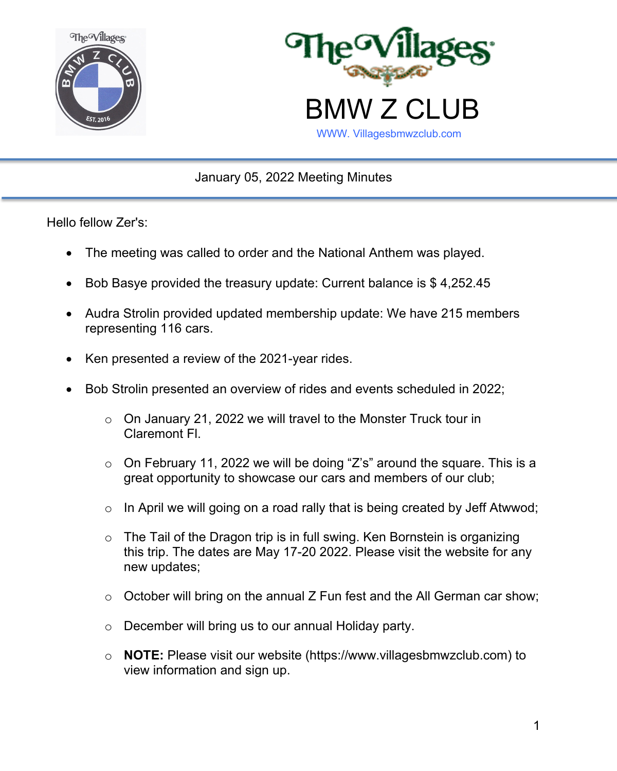# The Villages

# BMW Z CLUB

WWW. Villagesbmwzclub.com

January 05, 2022 Meeting Minutes

Hello fellow Zer's:

- The meeting was called to order and the National Anthem was played.
- Bob Basye provided the treasury update: Current balance is $ 4,252.45
- Audra Strolin provided updated membership update: We have 215 members representing 116 cars.
- Ken presented a review of the 2021-year rides.
- Bob Strolin presented an overview of rides and events scheduled in 2022;
  - On January 21, 2022 we will travel to the Monster Truck tour in Claremont Fl.
  - On February 11, 2022 we will be doing "Z's" around the square. This is a great opportunity to showcase our cars and members of our club;
  - In April we will going on a road rally that is being created by Jeff Atwwod;
  - The Tail of the Dragon trip is in full swing. Ken Bornstein is organizing this trip. The dates are May 17-20 2022. Please visit the website for any new updates;
  - October will bring on the annual Z Fun fest and the All German car show;
  - December will bring us to our annual Holiday party.
  - **NOTE:** Please visit our website (https://www.villagesbmwzclub.com) to view information and sign up.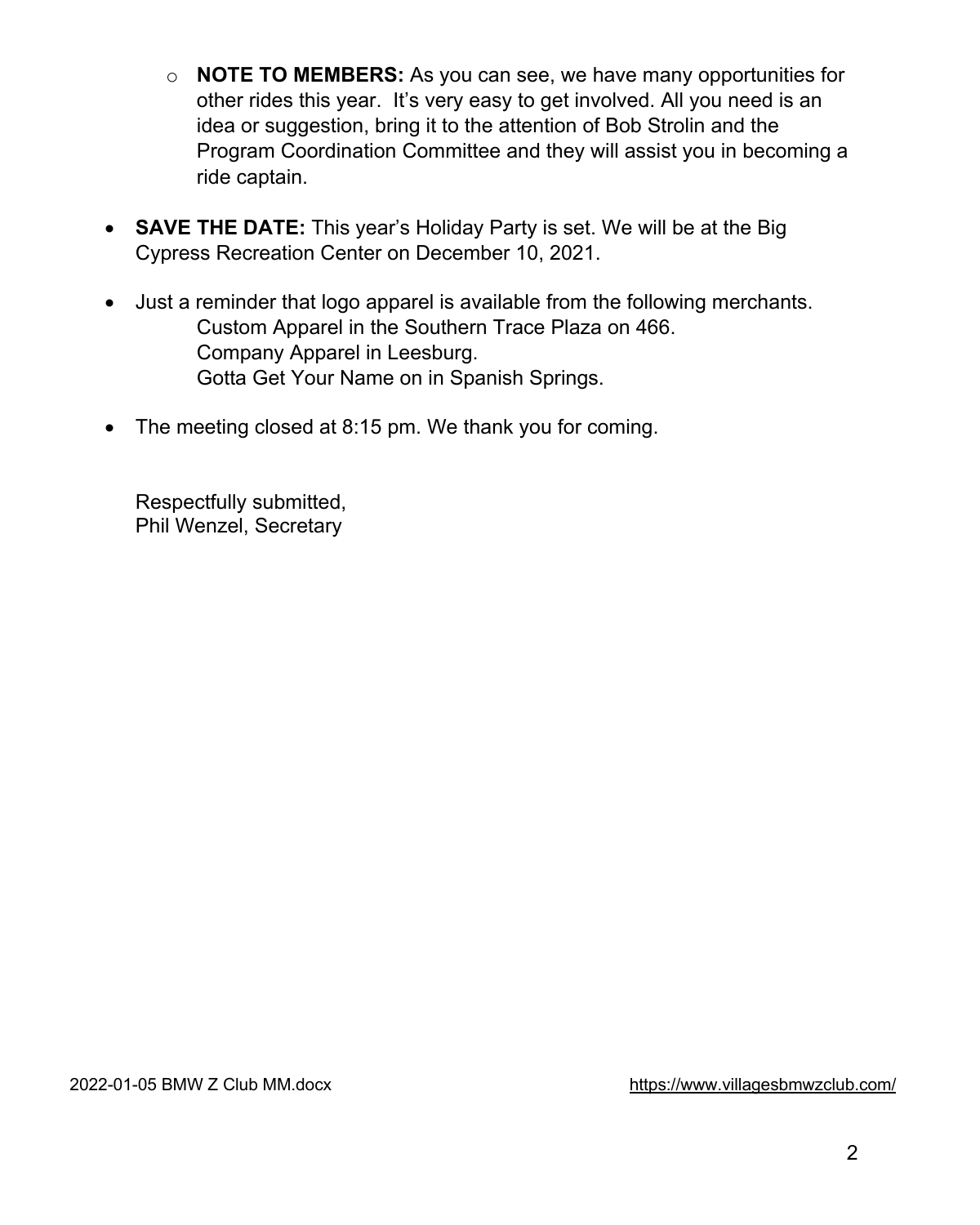- **NOTE TO MEMBERS:** As you can see, we have many opportunities for other rides this year. It's very easy to get involved. All you need is an idea or suggestion, bring it to the attention of Bob Strolin and the Program Coordination Committee and they will assist you in becoming a ride captain.

- **SAVE THE DATE:** This year's Holiday Party is set. We will be at the Big Cypress Recreation Center on December 10, 2021.

- Just a reminder that logo apparel is available from the following merchants.
  Custom Apparel in the Southern Trace Plaza on 466.
  Company Apparel in Leesburg.
  Gotta Get Your Name on in Spanish Springs.

- The meeting closed at 8:15 pm. We thank you for coming.

Respectfully submitted,
Phil Wenzel, Secretary